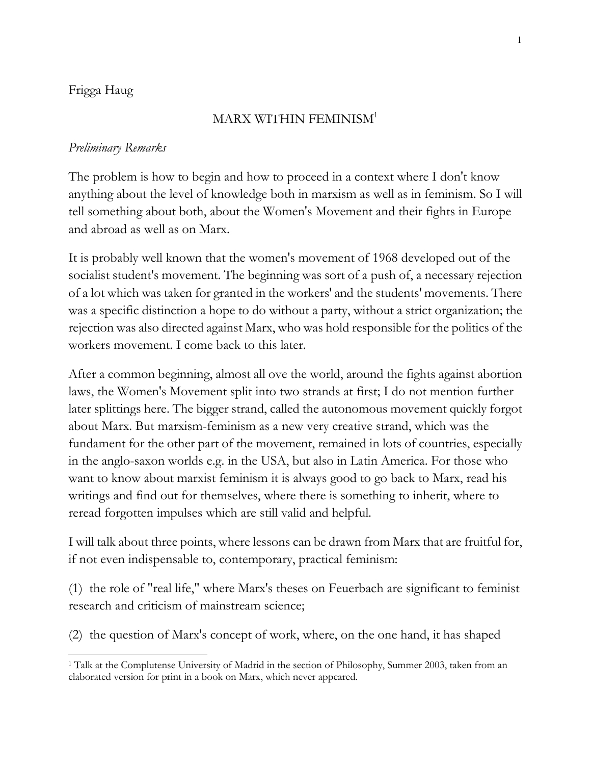Frigga Haug

# MARX WITHIN FEMINISM[1]

*Preliminary Remarks*

The problem is how to begin and how to proceed in a context where I don't know anything about the level of knowledge both in marxism as well as in feminism. So I will tell something about both, about the Women's Movement and their fights in Europe and abroad as well as on Marx.

It is probably well known that the women's movement of 1968 developed out of the socialist student's movement. The beginning was sort of a push of, a necessary rejection of a lot which was taken for granted in the workers' and the students' movements. There was a specific distinction a hope to do without a party, without a strict organization; the rejection was also directed against Marx, who was hold responsible for the politics of the workers movement. I come back to this later.

After a common beginning, almost all ove the world, around the fights against abortion laws, the Women's Movement split into two strands at first; I do not mention further later splittings here. The bigger strand, called the autonomous movement quickly forgot about Marx. But marxism-feminism as a new very creative strand, which was the fundament for the other part of the movement, remained in lots of countries, especially in the anglo-saxon worlds e.g. in the USA, but also in Latin America. For those who want to know about marxist feminism it is always good to go back to Marx, read his writings and find out for themselves, where there is something to inherit, where to reread forgotten impulses which are still valid and helpful.

I will talk about three points, where lessons can be drawn from Marx that are fruitful for, if not even indispensable to, contemporary, practical feminism:

(1) the role of "real life," where Marx's theses on Feuerbach are significant to feminist research and criticism of mainstream science;

(2) the question of Marx's concept of work, where, on the one hand, it has shaped

---

[1] Talk at the Complutense University of Madrid in the section of Philosophy, Summer 2003, taken from an elaborated version for print in a book on Marx, which never appeared.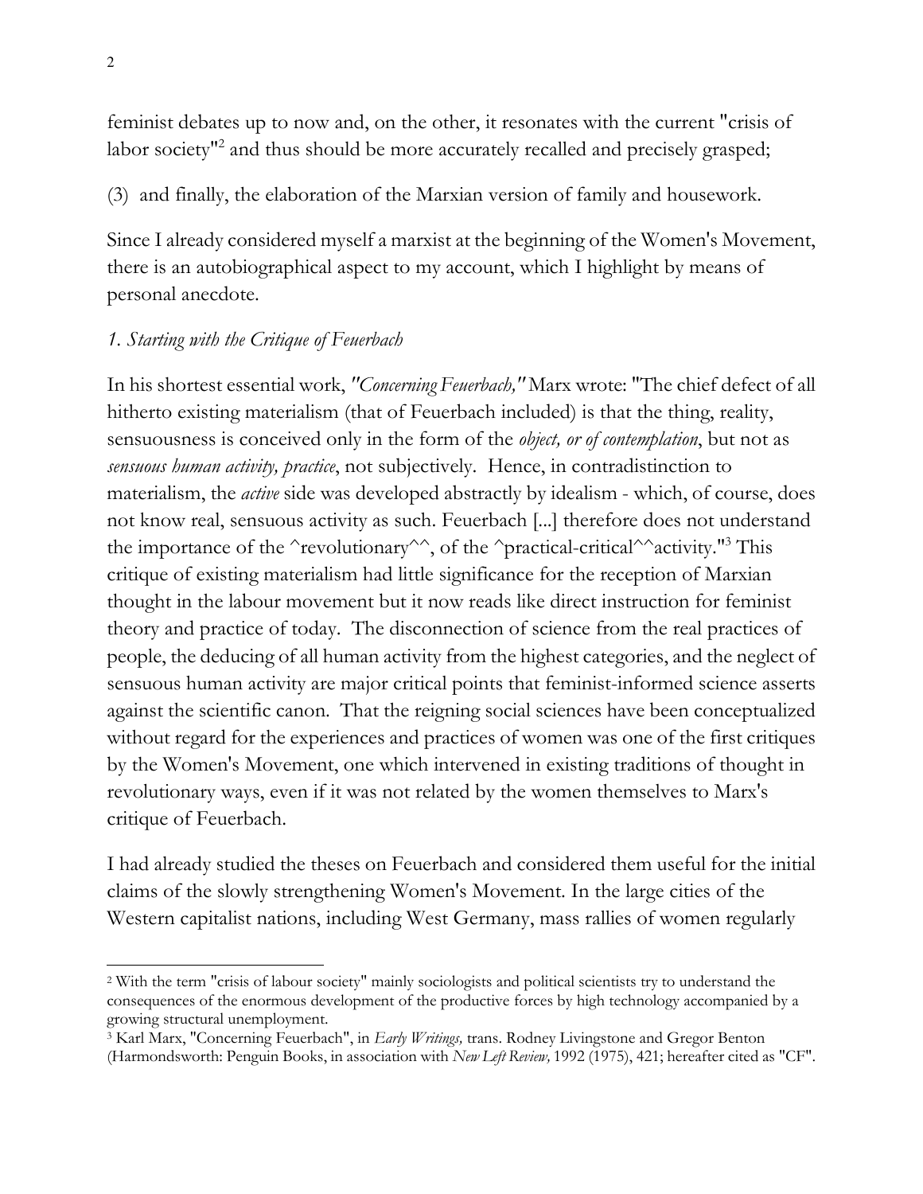feminist debates up to now and, on the other, it resonates with the current "crisis of labor society"[2] and thus should be more accurately recalled and precisely grasped;

(3) and finally, the elaboration of the Marxian version of family and housework.

Since I already considered myself a marxist at the beginning of the Women's Movement, there is an autobiographical aspect to my account, which I highlight by means of personal anecdote.

### *1. Starting with the Critique of Feuerbach*

In his shortest essential work, *"Concerning Feuerbach,"* Marx wrote: "The chief defect of all hitherto existing materialism (that of Feuerbach included) is that the thing, reality, sensuousness is conceived only in the form of the *object, or of contemplation*, but not as *sensuous human activity, practice*, not subjectively. Hence, in contradistinction to materialism, the *active* side was developed abstractly by idealism - which, of course, does not know real, sensuous activity as such. Feuerbach [...] therefore does not understand the importance of the ^revolutionary^^, of the ^practical-critical^^activity."[3] This critique of existing materialism had little significance for the reception of Marxian thought in the labour movement but it now reads like direct instruction for feminist theory and practice of today. The disconnection of science from the real practices of people, the deducing of all human activity from the highest categories, and the neglect of sensuous human activity are major critical points that feminist-informed science asserts against the scientific canon. That the reigning social sciences have been conceptualized without regard for the experiences and practices of women was one of the first critiques by the Women's Movement, one which intervened in existing traditions of thought in revolutionary ways, even if it was not related by the women themselves to Marx's critique of Feuerbach.

I had already studied the theses on Feuerbach and considered them useful for the initial claims of the slowly strengthening Women's Movement. In the large cities of the Western capitalist nations, including West Germany, mass rallies of women regularly

---

[2] With the term "crisis of labour society" mainly sociologists and political scientists try to understand the consequences of the enormous development of the productive forces by high technology accompanied by a growing structural unemployment.

[3] Karl Marx, "Concerning Feuerbach", in *Early Writings,* trans. Rodney Livingstone and Gregor Benton (Harmondsworth: Penguin Books, in association with *New Left Review,* 1992 (1975), 421; hereafter cited as "CF".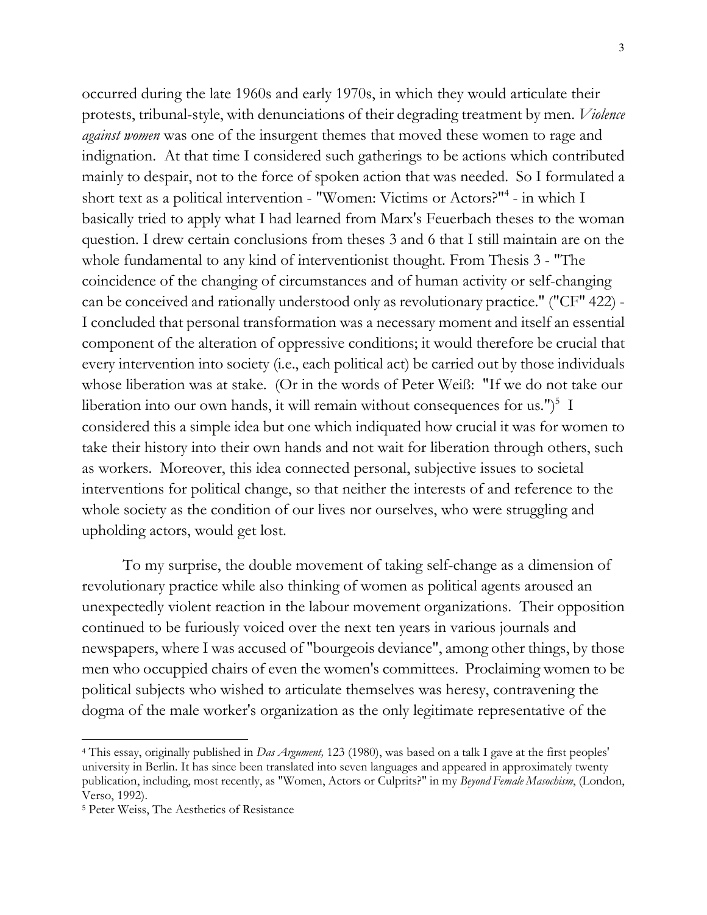occurred during the late 1960s and early 1970s, in which they would articulate their protests, tribunal-style, with denunciations of their degrading treatment by men. *Violence against women* was one of the insurgent themes that moved these women to rage and indignation. At that time I considered such gatherings to be actions which contributed mainly to despair, not to the force of spoken action that was needed. So I formulated a short text as a political intervention - "Women: Victims or Actors?"[4] - in which I basically tried to apply what I had learned from Marx's Feuerbach theses to the woman question. I drew certain conclusions from theses 3 and 6 that I still maintain are on the whole fundamental to any kind of interventionist thought. From Thesis 3 - "The coincidence of the changing of circumstances and of human activity or self-changing can be conceived and rationally understood only as revolutionary practice." ("CF" 422) - I concluded that personal transformation was a necessary moment and itself an essential component of the alteration of oppressive conditions; it would therefore be crucial that every intervention into society (i.e., each political act) be carried out by those individuals whose liberation was at stake. (Or in the words of Peter Weiß: "If we do not take our liberation into our own hands, it will remain without consequences for us.")[5] I considered this a simple idea but one which indiquated how crucial it was for women to take their history into their own hands and not wait for liberation through others, such as workers. Moreover, this idea connected personal, subjective issues to societal interventions for political change, so that neither the interests of and reference to the whole society as the condition of our lives nor ourselves, who were struggling and upholding actors, would get lost.

To my surprise, the double movement of taking self-change as a dimension of revolutionary practice while also thinking of women as political agents aroused an unexpectedly violent reaction in the labour movement organizations. Their opposition continued to be furiously voiced over the next ten years in various journals and newspapers, where I was accused of "bourgeois deviance", among other things, by those men who occuppied chairs of even the women's committees. Proclaiming women to be political subjects who wished to articulate themselves was heresy, contravening the dogma of the male worker's organization as the only legitimate representative of the

---

[4] This essay, originally published in *Das Argument,* 123 (1980), was based on a talk I gave at the first peoples' university in Berlin. It has since been translated into seven languages and appeared in approximately twenty publication, including, most recently, as "Women, Actors or Culprits?" in my *Beyond Female Masochism*, (London, Verso, 1992).

[5] Peter Weiss, The Aesthetics of Resistance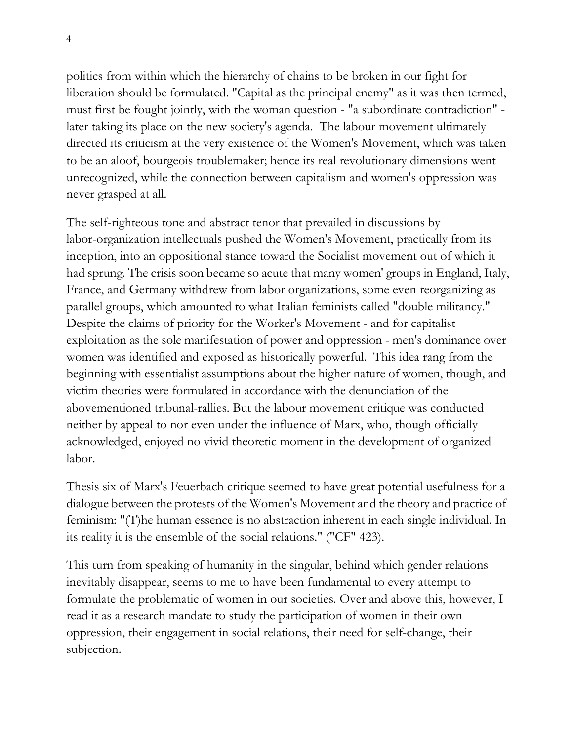politics from within which the hierarchy of chains to be broken in our fight for liberation should be formulated. "Capital as the principal enemy" as it was then termed, must first be fought jointly, with the woman question - "a subordinate contradiction" - later taking its place on the new society's agenda. The labour movement ultimately directed its criticism at the very existence of the Women's Movement, which was taken to be an aloof, bourgeois troublemaker; hence its real revolutionary dimensions went unrecognized, while the connection between capitalism and women's oppression was never grasped at all.

The self-righteous tone and abstract tenor that prevailed in discussions by labor-organization intellectuals pushed the Women's Movement, practically from its inception, into an oppositional stance toward the Socialist movement out of which it had sprung. The crisis soon became so acute that many women' groups in England, Italy, France, and Germany withdrew from labor organizations, some even reorganizing as parallel groups, which amounted to what Italian feminists called "double militancy." Despite the claims of priority for the Worker's Movement - and for capitalist exploitation as the sole manifestation of power and oppression - men's dominance over women was identified and exposed as historically powerful. This idea rang from the beginning with essentialist assumptions about the higher nature of women, though, and victim theories were formulated in accordance with the denunciation of the abovementioned tribunal-rallies. But the labour movement critique was conducted neither by appeal to nor even under the influence of Marx, who, though officially acknowledged, enjoyed no vivid theoretic moment in the development of organized labor.

Thesis six of Marx's Feuerbach critique seemed to have great potential usefulness for a dialogue between the protests of the Women's Movement and the theory and practice of feminism: "(T)he human essence is no abstraction inherent in each single individual. In its reality it is the ensemble of the social relations." ("CF" 423).

This turn from speaking of humanity in the singular, behind which gender relations inevitably disappear, seems to me to have been fundamental to every attempt to formulate the problematic of women in our societies. Over and above this, however, I read it as a research mandate to study the participation of women in their own oppression, their engagement in social relations, their need for self-change, their subjection.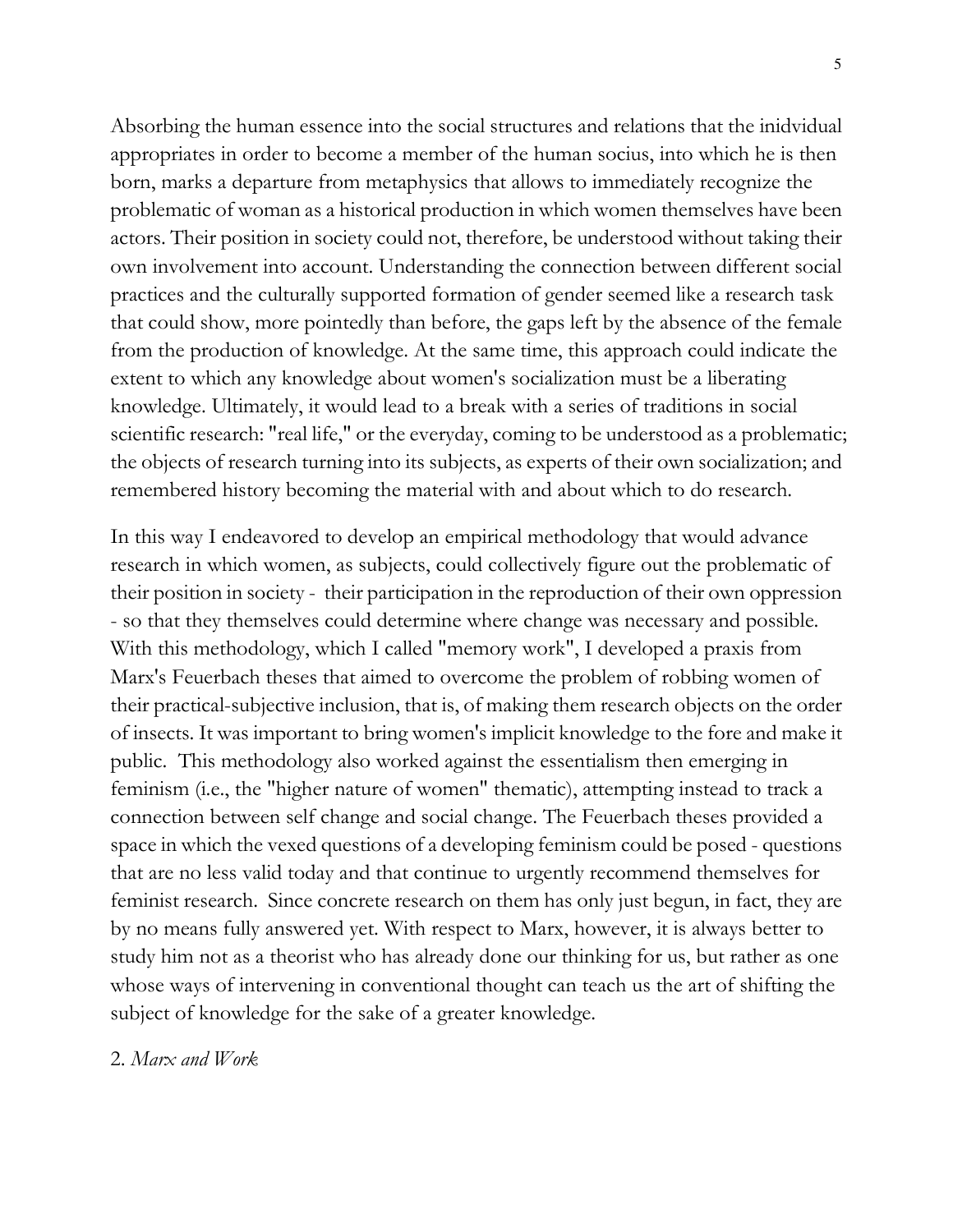Absorbing the human essence into the social structures and relations that the inidvidual appropriates in order to become a member of the human socius, into which he is then born, marks a departure from metaphysics that allows to immediately recognize the problematic of woman as a historical production in which women themselves have been actors. Their position in society could not, therefore, be understood without taking their own involvement into account. Understanding the connection between different social practices and the culturally supported formation of gender seemed like a research task that could show, more pointedly than before, the gaps left by the absence of the female from the production of knowledge. At the same time, this approach could indicate the extent to which any knowledge about women's socialization must be a liberating knowledge. Ultimately, it would lead to a break with a series of traditions in social scientific research: "real life," or the everyday, coming to be understood as a problematic; the objects of research turning into its subjects, as experts of their own socialization; and remembered history becoming the material with and about which to do research.

In this way I endeavored to develop an empirical methodology that would advance research in which women, as subjects, could collectively figure out the problematic of their position in society - their participation in the reproduction of their own oppression - so that they themselves could determine where change was necessary and possible. With this methodology, which I called "memory work", I developed a praxis from Marx's Feuerbach theses that aimed to overcome the problem of robbing women of their practical-subjective inclusion, that is, of making them research objects on the order of insects. It was important to bring women's implicit knowledge to the fore and make it public. This methodology also worked against the essentialism then emerging in feminism (i.e., the "higher nature of women" thematic), attempting instead to track a connection between self change and social change. The Feuerbach theses provided a space in which the vexed questions of a developing feminism could be posed - questions that are no less valid today and that continue to urgently recommend themselves for feminist research. Since concrete research on them has only just begun, in fact, they are by no means fully answered yet. With respect to Marx, however, it is always better to study him not as a theorist who has already done our thinking for us, but rather as one whose ways of intervening in conventional thought can teach us the art of shifting the subject of knowledge for the sake of a greater knowledge.

## 2. *Marx and Work*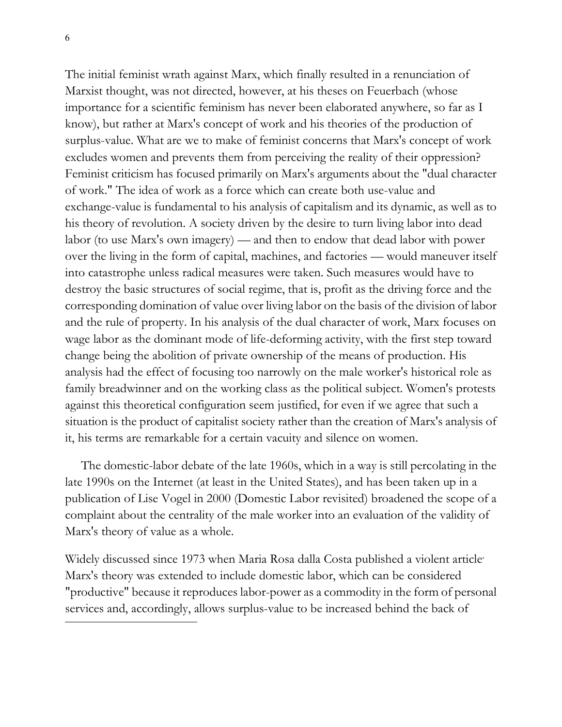The initial feminist wrath against Marx, which finally resulted in a renunciation of Marxist thought, was not directed, however, at his theses on Feuerbach (whose importance for a scientific feminism has never been elaborated anywhere, so far as I know), but rather at Marx's concept of work and his theories of the production of surplus-value. What are we to make of feminist concerns that Marx's concept of work excludes women and prevents them from perceiving the reality of their oppression? Feminist criticism has focused primarily on Marx's arguments about the "dual character of work." The idea of work as a force which can create both use-value and exchange-value is fundamental to his analysis of capitalism and its dynamic, as well as to his theory of revolution. A society driven by the desire to turn living labor into dead labor (to use Marx's own imagery) — and then to endow that dead labor with power over the living in the form of capital, machines, and factories — would maneuver itself into catastrophe unless radical measures were taken. Such measures would have to destroy the basic structures of social regime, that is, profit as the driving force and the corresponding domination of value over living labor on the basis of the division of labor and the rule of property. In his analysis of the dual character of work, Marx focuses on wage labor as the dominant mode of life-deforming activity, with the first step toward change being the abolition of private ownership of the means of production. His analysis had the effect of focusing too narrowly on the male worker's historical role as family breadwinner and on the working class as the political subject. Women's protests against this theoretical configuration seem justified, for even if we agree that such a situation is the product of capitalist society rather than the creation of Marx's analysis of it, his terms are remarkable for a certain vacuity and silence on women.

The domestic-labor debate of the late 1960s, which in a way is still percolating in the late 1990s on the Internet (at least in the United States), and has been taken up in a publication of Lise Vogel in 2000 (Domestic Labor revisited) broadened the scope of a complaint about the centrality of the male worker into an evaluation of the validity of Marx's theory of value as a whole.

Widely discussed since 1973 when Maria Rosa dalla Costa published a violent article, Marx's theory was extended to include domestic labor, which can be considered "productive" because it reproduces labor-power as a commodity in the form of personal services and, accordingly, allows surplus-value to be increased behind the back of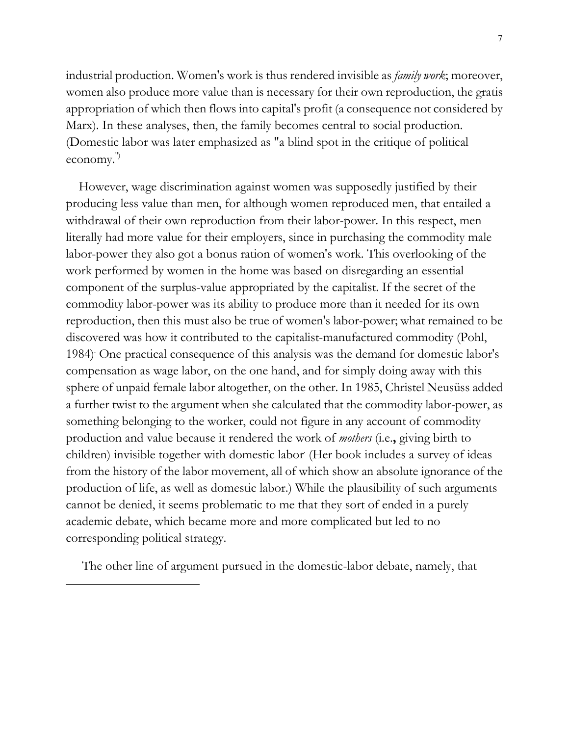industrial production. Women's work is thus rendered invisible as *family work*; moreover, women also produce more value than is necessary for their own reproduction, the gratis appropriation of which then flows into capital's profit (a consequence not considered by Marx). In these analyses, then, the family becomes central to social production. (Domestic labor was later emphasized as "a blind spot in the critique of political economy.")

However, wage discrimination against women was supposedly justified by their producing less value than men, for although women reproduced men, that entailed a withdrawal of their own reproduction from their labor-power. In this respect, men literally had more value for their employers, since in purchasing the commodity male labor-power they also got a bonus ration of women's work. This overlooking of the work performed by women in the home was based on disregarding an essential component of the surplus-value appropriated by the capitalist. If the secret of the commodity labor-power was its ability to produce more than it needed for its own reproduction, then this must also be true of women's labor-power; what remained to be discovered was how it contributed to the capitalist-manufactured commodity (Pohl, 1984). One practical consequence of this analysis was the demand for domestic labor's compensation as wage labor, on the one hand, and for simply doing away with this sphere of unpaid female labor altogether, on the other. In 1985, Christel Neusüss added a further twist to the argument when she calculated that the commodity labor-power, as something belonging to the worker, could not figure in any account of commodity production and value because it rendered the work of *mothers* (i.e., giving birth to children) invisible together with domestic labor. (Her book includes a survey of ideas from the history of the labor movement, all of which show an absolute ignorance of the production of life, as well as domestic labor.) While the plausibility of such arguments cannot be denied, it seems problematic to me that they sort of ended in a purely academic debate, which became more and more complicated but led to no corresponding political strategy.

The other line of argument pursued in the domestic-labor debate, namely, that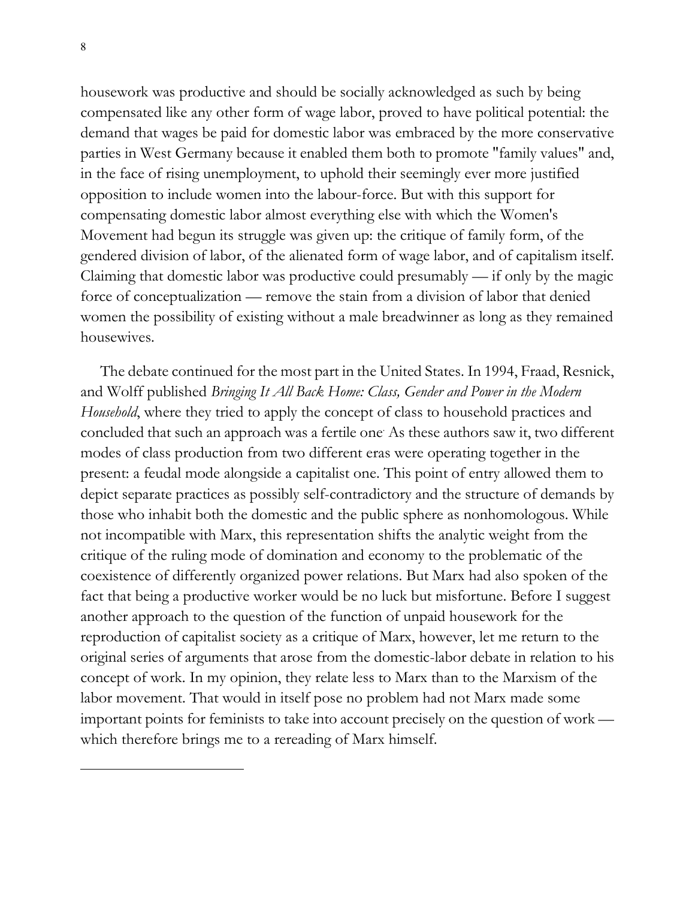housework was productive and should be socially acknowledged as such by being compensated like any other form of wage labor, proved to have political potential: the demand that wages be paid for domestic labor was embraced by the more conservative parties in West Germany because it enabled them both to promote "family values" and, in the face of rising unemployment, to uphold their seemingly ever more justified opposition to include women into the labour-force. But with this support for compensating domestic labor almost everything else with which the Women's Movement had begun its struggle was given up: the critique of family form, of the gendered division of labor, of the alienated form of wage labor, and of capitalism itself. Claiming that domestic labor was productive could presumably — if only by the magic force of conceptualization — remove the stain from a division of labor that denied women the possibility of existing without a male breadwinner as long as they remained housewives.

The debate continued for the most part in the United States. In 1994, Fraad, Resnick, and Wolff published *Bringing It All Back Home: Class, Gender and Power in the Modern Household*, where they tried to apply the concept of class to household practices and concluded that such an approach was a fertile one. As these authors saw it, two different modes of class production from two different eras were operating together in the present: a feudal mode alongside a capitalist one. This point of entry allowed them to depict separate practices as possibly self-contradictory and the structure of demands by those who inhabit both the domestic and the public sphere as nonhomologous. While not incompatible with Marx, this representation shifts the analytic weight from the critique of the ruling mode of domination and economy to the problematic of the coexistence of differently organized power relations. But Marx had also spoken of the fact that being a productive worker would be no luck but misfortune. Before I suggest another approach to the question of the function of unpaid housework for the reproduction of capitalist society as a critique of Marx, however, let me return to the original series of arguments that arose from the domestic-labor debate in relation to his concept of work. In my opinion, they relate less to Marx than to the Marxism of the labor movement. That would in itself pose no problem had not Marx made some important points for feminists to take into account precisely on the question of work — which therefore brings me to a rereading of Marx himself.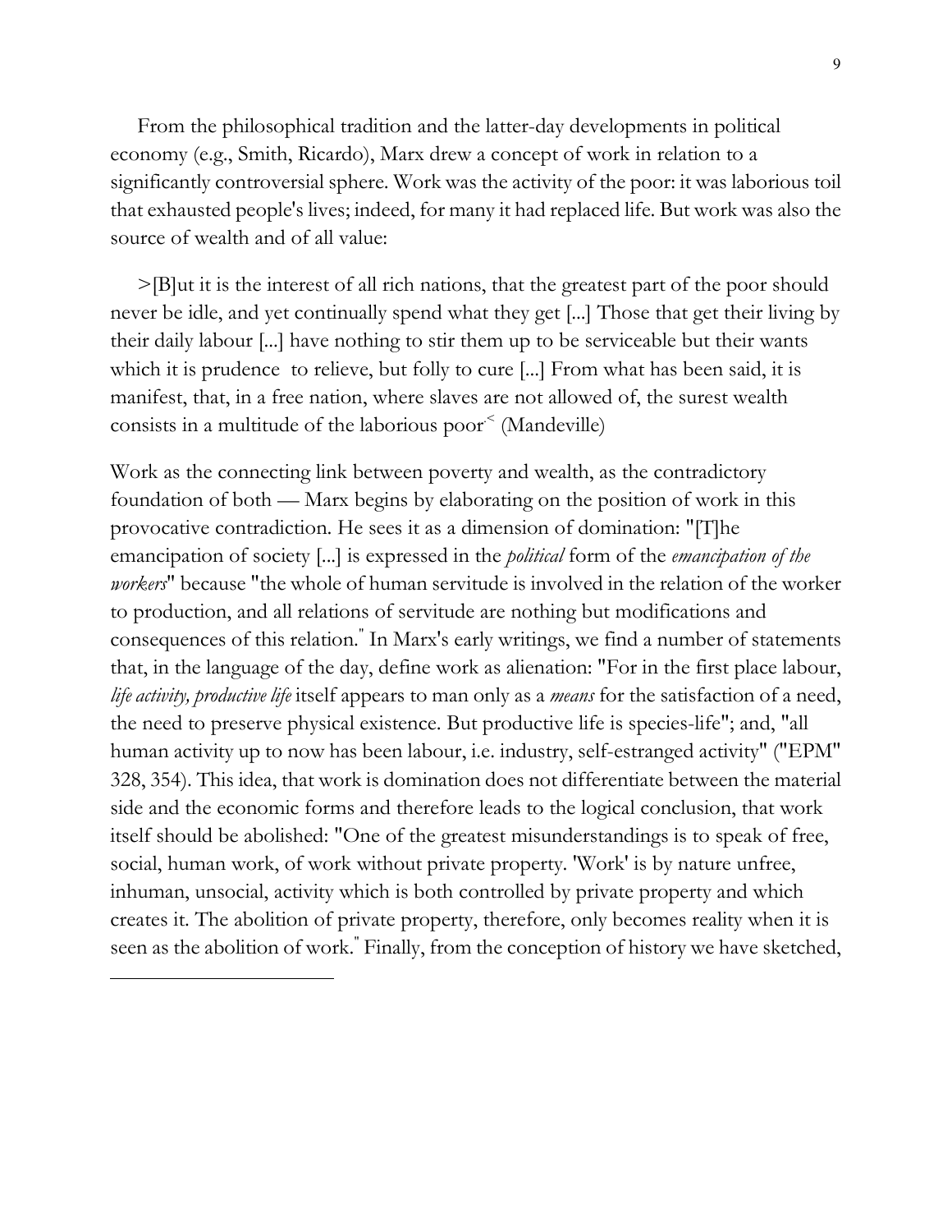From the philosophical tradition and the latter-day developments in political economy (e.g., Smith, Ricardo), Marx drew a concept of work in relation to a significantly controversial sphere. Work was the activity of the poor: it was laborious toil that exhausted people's lives; indeed, for many it had replaced life. But work was also the source of wealth and of all value:

>[B]ut it is the interest of all rich nations, that the greatest part of the poor should never be idle, and yet continually spend what they get [...] Those that get their living by their daily labour [...] have nothing to stir them up to be serviceable but their wants which it is prudence to relieve, but folly to cure [...] From what has been said, it is manifest, that, in a free nation, where slaves are not allowed of, the surest wealth consists in a multitude of the laborious poor< (Mandeville)

Work as the connecting link between poverty and wealth, as the contradictory foundation of both — Marx begins by elaborating on the position of work in this provocative contradiction. He sees it as a dimension of domination: "[T]he emancipation of society [...] is expressed in the *political* form of the *emancipation of the workers*" because "the whole of human servitude is involved in the relation of the worker to production, and all relations of servitude are nothing but modifications and consequences of this relation." In Marx's early writings, we find a number of statements that, in the language of the day, define work as alienation: "For in the first place labour, *life activity, productive life* itself appears to man only as a *means* for the satisfaction of a need, the need to preserve physical existence. But productive life is species-life"; and, "all human activity up to now has been labour, i.e. industry, self-estranged activity" ("EPM" 328, 354). This idea, that work is domination does not differentiate between the material side and the economic forms and therefore leads to the logical conclusion, that work itself should be abolished: "One of the greatest misunderstandings is to speak of free, social, human work, of work without private property. 'Work' is by nature unfree, inhuman, unsocial, activity which is both controlled by private property and which creates it. The abolition of private property, therefore, only becomes reality when it is seen as the abolition of work." Finally, from the conception of history we have sketched,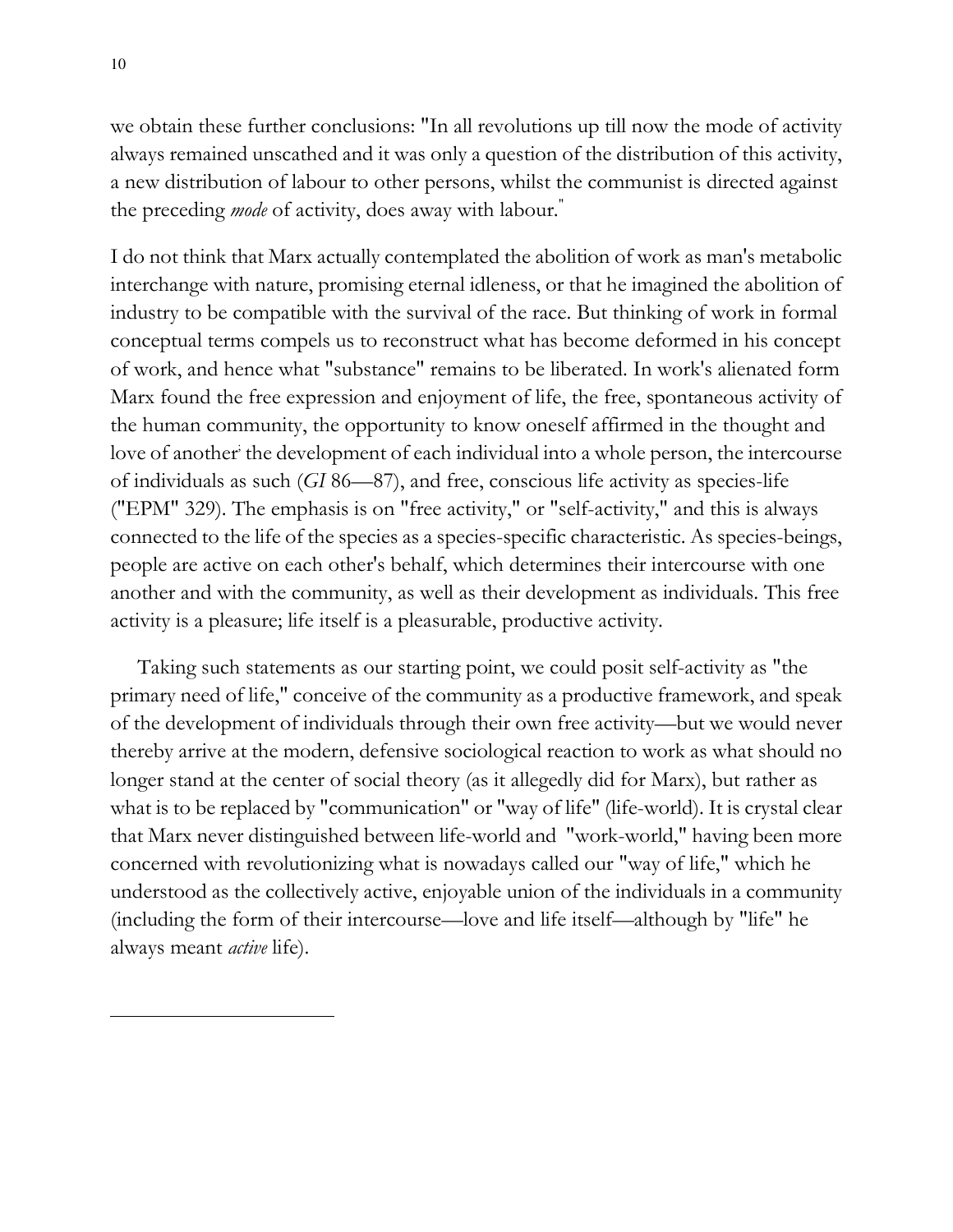we obtain these further conclusions: "In all revolutions up till now the mode of activity always remained unscathed and it was only a question of the distribution of this activity, a new distribution of labour to other persons, whilst the communist is directed against the preceding *mode* of activity, does away with labour."

I do not think that Marx actually contemplated the abolition of work as man's metabolic interchange with nature, promising eternal idleness, or that he imagined the abolition of industry to be compatible with the survival of the race. But thinking of work in formal conceptual terms compels us to reconstruct what has become deformed in his concept of work, and hence what "substance" remains to be liberated. In work's alienated form Marx found the free expression and enjoyment of life, the free, spontaneous activity of the human community, the opportunity to know oneself affirmed in the thought and love of another the development of each individual into a whole person, the intercourse of individuals as such (*GI* 86—87), and free, conscious life activity as species-life ("EPM" 329). The emphasis is on "free activity," or "self-activity," and this is always connected to the life of the species as a species-specific characteristic. As species-beings, people are active on each other's behalf, which determines their intercourse with one another and with the community, as well as their development as individuals. This free activity is a pleasure; life itself is a pleasurable, productive activity.

Taking such statements as our starting point, we could posit self-activity as "the primary need of life," conceive of the community as a productive framework, and speak of the development of individuals through their own free activity—but we would never thereby arrive at the modern, defensive sociological reaction to work as what should no longer stand at the center of social theory (as it allegedly did for Marx), but rather as what is to be replaced by "communication" or "way of life" (life-world). It is crystal clear that Marx never distinguished between life-world and "work-world," having been more concerned with revolutionizing what is nowadays called our "way of life," which he understood as the collectively active, enjoyable union of the individuals in a community (including the form of their intercourse—love and life itself—although by "life" he always meant *active* life).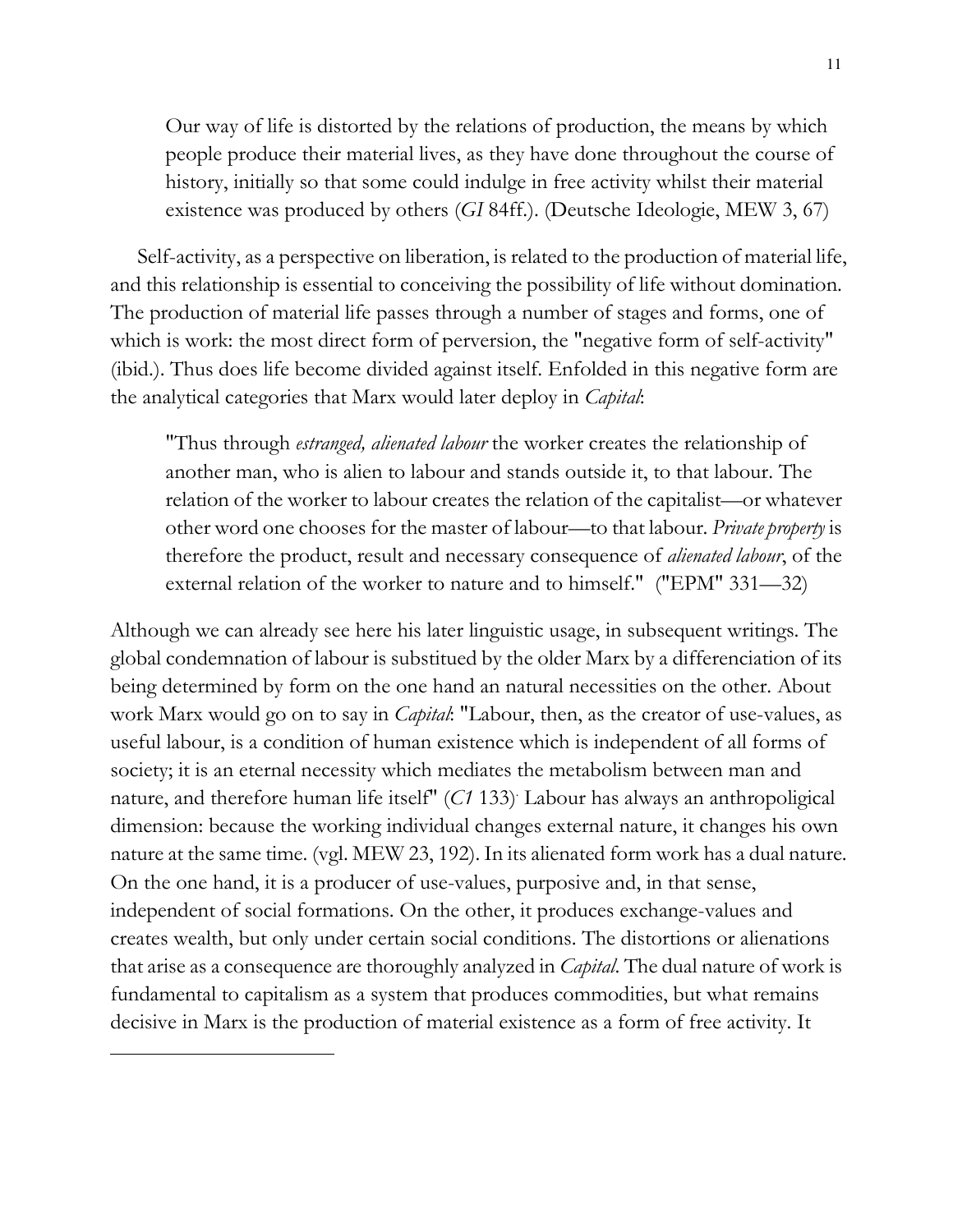> Our way of life is distorted by the relations of production, the means by which people produce their material lives, as they have done throughout the course of history, initially so that some could indulge in free activity whilst their material existence was produced by others (*GI* 84ff.). (Deutsche Ideologie, MEW 3, 67)

Self-activity, as a perspective on liberation, is related to the production of material life, and this relationship is essential to conceiving the possibility of life without domination. The production of material life passes through a number of stages and forms, one of which is work: the most direct form of perversion, the "negative form of self-activity" (ibid.). Thus does life become divided against itself. Enfolded in this negative form are the analytical categories that Marx would later deploy in *Capital*:

> "Thus through *estranged, alienated labour* the worker creates the relationship of another man, who is alien to labour and stands outside it, to that labour. The relation of the worker to labour creates the relation of the capitalist—or whatever other word one chooses for the master of labour—to that labour. *Private property* is therefore the product, result and necessary consequence of *alienated labour*, of the external relation of the worker to nature and to himself." ("EPM" 331—32)

Although we can already see here his later linguistic usage, in subsequent writings. The global condemnation of labour is substitued by the older Marx by a differenciation of its being determined by form on the one hand an natural necessities on the other. About work Marx would go on to say in *Capital*: "Labour, then, as the creator of use-values, as useful labour, is a condition of human existence which is independent of all forms of society; it is an eternal necessity which mediates the metabolism between man and nature, and therefore human life itself" (*C1* 133). Labour has always an anthropoligical dimension: because the working individual changes external nature, it changes his own nature at the same time. (vgl. MEW 23, 192). In its alienated form work has a dual nature. On the one hand, it is a producer of use-values, purposive and, in that sense, independent of social formations. On the other, it produces exchange-values and creates wealth, but only under certain social conditions. The distortions or alienations that arise as a consequence are thoroughly analyzed in *Capital*. The dual nature of work is fundamental to capitalism as a system that produces commodities, but what remains decisive in Marx is the production of material existence as a form of free activity. It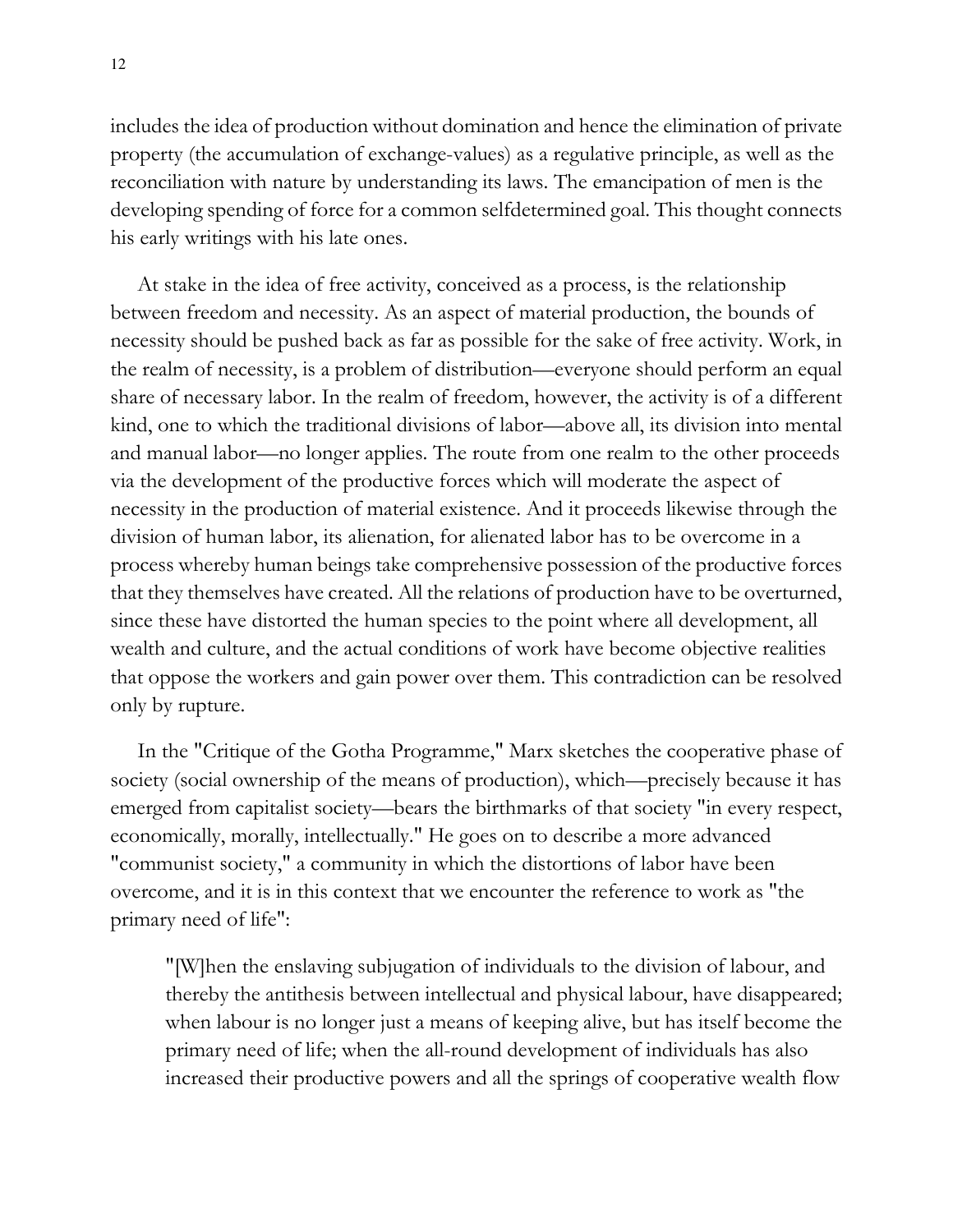includes the idea of production without domination and hence the elimination of private property (the accumulation of exchange-values) as a regulative principle, as well as the reconciliation with nature by understanding its laws. The emancipation of men is the developing spending of force for a common selfdetermined goal. This thought connects his early writings with his late ones.

At stake in the idea of free activity, conceived as a process, is the relationship between freedom and necessity. As an aspect of material production, the bounds of necessity should be pushed back as far as possible for the sake of free activity. Work, in the realm of necessity, is a problem of distribution—everyone should perform an equal share of necessary labor. In the realm of freedom, however, the activity is of a different kind, one to which the traditional divisions of labor—above all, its division into mental and manual labor—no longer applies. The route from one realm to the other proceeds via the development of the productive forces which will moderate the aspect of necessity in the production of material existence. And it proceeds likewise through the division of human labor, its alienation, for alienated labor has to be overcome in a process whereby human beings take comprehensive possession of the productive forces that they themselves have created. All the relations of production have to be overturned, since these have distorted the human species to the point where all development, all wealth and culture, and the actual conditions of work have become objective realities that oppose the workers and gain power over them. This contradiction can be resolved only by rupture.

In the "Critique of the Gotha Programme," Marx sketches the cooperative phase of society (social ownership of the means of production), which—precisely because it has emerged from capitalist society—bears the birthmarks of that society "in every respect, economically, morally, intellectually." He goes on to describe a more advanced "communist society," a community in which the distortions of labor have been overcome, and it is in this context that we encounter the reference to work as "the primary need of life":

> "[W]hen the enslaving subjugation of individuals to the division of labour, and thereby the antithesis between intellectual and physical labour, have disappeared; when labour is no longer just a means of keeping alive, but has itself become the primary need of life; when the all-round development of individuals has also increased their productive powers and all the springs of cooperative wealth flow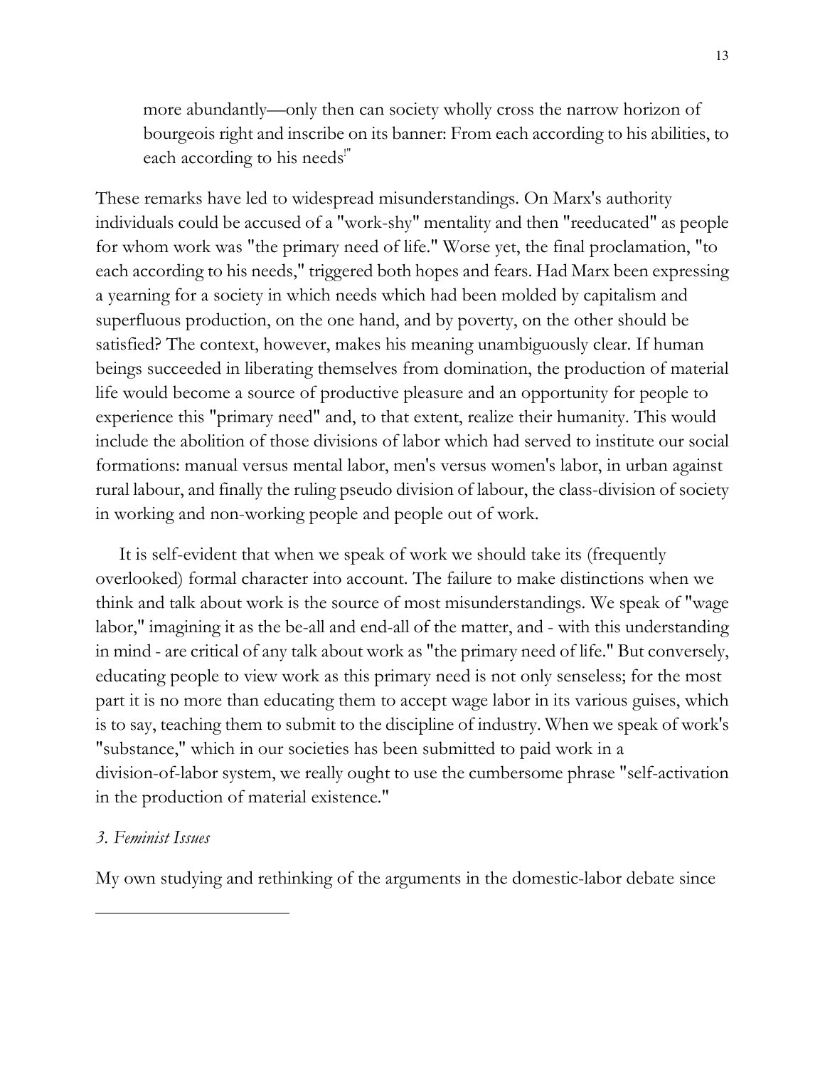more abundantly—only then can society wholly cross the narrow horizon of bourgeois right and inscribe on its banner: From each according to his abilities, to each according to his needs!"

These remarks have led to widespread misunderstandings. On Marx's authority individuals could be accused of a "work-shy" mentality and then "reeducated" as people for whom work was "the primary need of life." Worse yet, the final proclamation, "to each according to his needs," triggered both hopes and fears. Had Marx been expressing a yearning for a society in which needs which had been molded by capitalism and superfluous production, on the one hand, and by poverty, on the other should be satisfied? The context, however, makes his meaning unambiguously clear. If human beings succeeded in liberating themselves from domination, the production of material life would become a source of productive pleasure and an opportunity for people to experience this "primary need" and, to that extent, realize their humanity. This would include the abolition of those divisions of labor which had served to institute our social formations: manual versus mental labor, men's versus women's labor, in urban against rural labour, and finally the ruling pseudo division of labour, the class-division of society in working and non-working people and people out of work.

It is self-evident that when we speak of work we should take its (frequently overlooked) formal character into account. The failure to make distinctions when we think and talk about work is the source of most misunderstandings. We speak of "wage labor," imagining it as the be-all and end-all of the matter, and - with this understanding in mind - are critical of any talk about work as "the primary need of life." But conversely, educating people to view work as this primary need is not only senseless; for the most part it is no more than educating them to accept wage labor in its various guises, which is to say, teaching them to submit to the discipline of industry. When we speak of work's "substance," which in our societies has been submitted to paid work in a division-of-labor system, we really ought to use the cumbersome phrase "self-activation in the production of material existence."

### *3. Feminist Issues*

My own studying and rethinking of the arguments in the domestic-labor debate since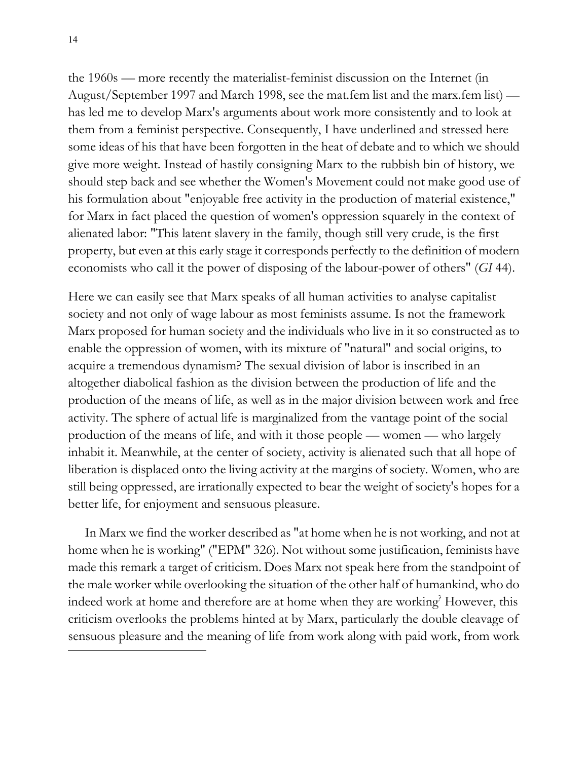the 1960s — more recently the materialist-feminist discussion on the Internet (in August/September 1997 and March 1998, see the mat.fem list and the marx.fem list) — has led me to develop Marx's arguments about work more consistently and to look at them from a feminist perspective. Consequently, I have underlined and stressed here some ideas of his that have been forgotten in the heat of debate and to which we should give more weight. Instead of hastily consigning Marx to the rubbish bin of history, we should step back and see whether the Women's Movement could not make good use of his formulation about "enjoyable free activity in the production of material existence," for Marx in fact placed the question of women's oppression squarely in the context of alienated labor: "This latent slavery in the family, though still very crude, is the first property, but even at this early stage it corresponds perfectly to the definition of modern economists who call it the power of disposing of the labour-power of others" (*GI* 44).

Here we can easily see that Marx speaks of all human activities to analyse capitalist society and not only of wage labour as most feminists assume. Is not the framework Marx proposed for human society and the individuals who live in it so constructed as to enable the oppression of women, with its mixture of "natural" and social origins, to acquire a tremendous dynamism? The sexual division of labor is inscribed in an altogether diabolical fashion as the division between the production of life and the production of the means of life, as well as in the major division between work and free activity. The sphere of actual life is marginalized from the vantage point of the social production of the means of life, and with it those people — women — who largely inhabit it. Meanwhile, at the center of society, activity is alienated such that all hope of liberation is displaced onto the living activity at the margins of society. Women, who are still being oppressed, are irrationally expected to bear the weight of society's hopes for a better life, for enjoyment and sensuous pleasure.

In Marx we find the worker described as "at home when he is not working, and not at home when he is working" ("EPM" 326). Not without some justification, feminists have made this remark a target of criticism. Does Marx not speak here from the standpoint of the male worker while overlooking the situation of the other half of humankind, who do indeed work at home and therefore are at home when they are working? However, this criticism overlooks the problems hinted at by Marx, particularly the double cleavage of sensuous pleasure and the meaning of life from work along with paid work, from work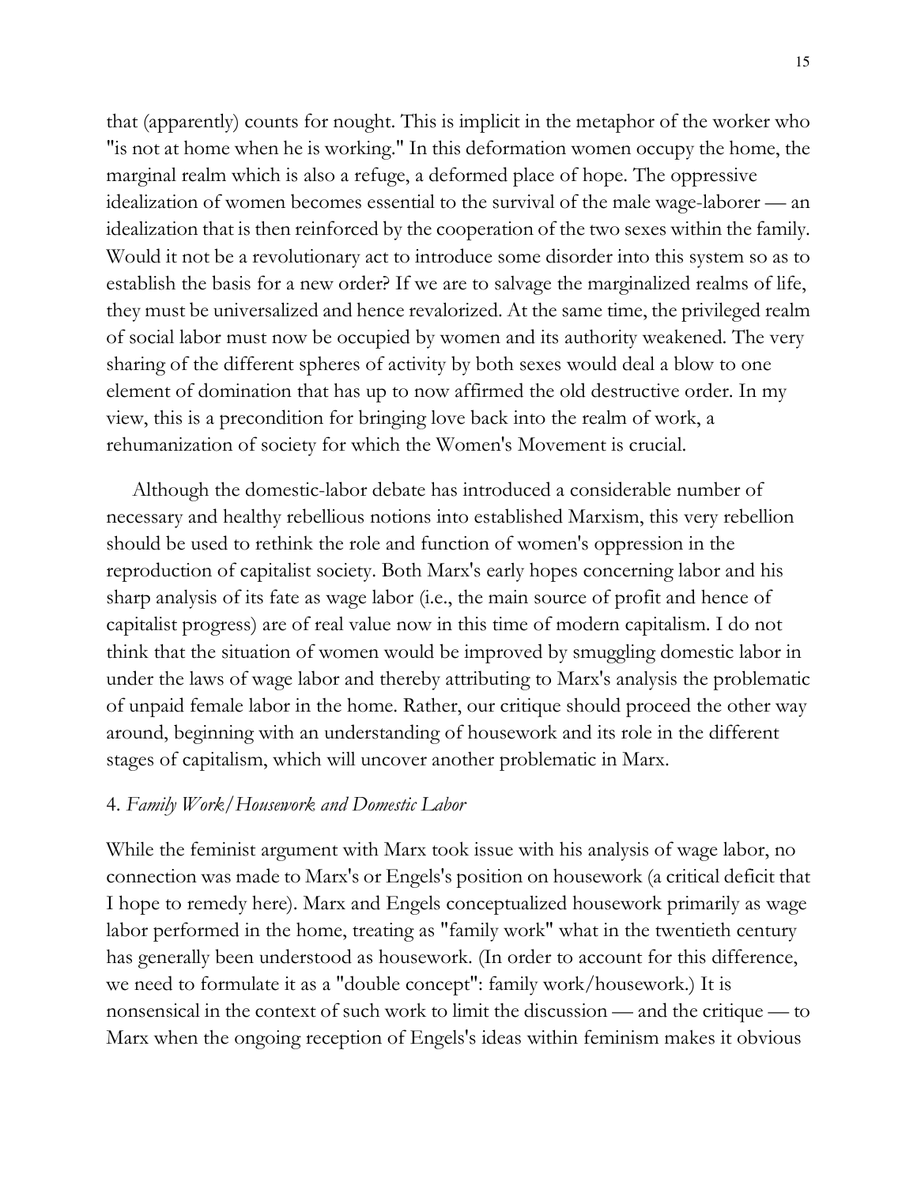that (apparently) counts for nought. This is implicit in the metaphor of the worker who "is not at home when he is working." In this deformation women occupy the home, the marginal realm which is also a refuge, a deformed place of hope. The oppressive idealization of women becomes essential to the survival of the male wage-laborer — an idealization that is then reinforced by the cooperation of the two sexes within the family. Would it not be a revolutionary act to introduce some disorder into this system so as to establish the basis for a new order? If we are to salvage the marginalized realms of life, they must be universalized and hence revalorized. At the same time, the privileged realm of social labor must now be occupied by women and its authority weakened. The very sharing of the different spheres of activity by both sexes would deal a blow to one element of domination that has up to now affirmed the old destructive order. In my view, this is a precondition for bringing love back into the realm of work, a rehumanization of society for which the Women's Movement is crucial.

Although the domestic-labor debate has introduced a considerable number of necessary and healthy rebellious notions into established Marxism, this very rebellion should be used to rethink the role and function of women's oppression in the reproduction of capitalist society. Both Marx's early hopes concerning labor and his sharp analysis of its fate as wage labor (i.e., the main source of profit and hence of capitalist progress) are of real value now in this time of modern capitalism. I do not think that the situation of women would be improved by smuggling domestic labor in under the laws of wage labor and thereby attributing to Marx's analysis the problematic of unpaid female labor in the home. Rather, our critique should proceed the other way around, beginning with an understanding of housework and its role in the different stages of capitalism, which will uncover another problematic in Marx.

### 4. *Family Work/Housework and Domestic Labor*

While the feminist argument with Marx took issue with his analysis of wage labor, no connection was made to Marx's or Engels's position on housework (a critical deficit that I hope to remedy here). Marx and Engels conceptualized housework primarily as wage labor performed in the home, treating as "family work" what in the twentieth century has generally been understood as housework. (In order to account for this difference, we need to formulate it as a "double concept": family work/housework.) It is nonsensical in the context of such work to limit the discussion — and the critique — to Marx when the ongoing reception of Engels's ideas within feminism makes it obvious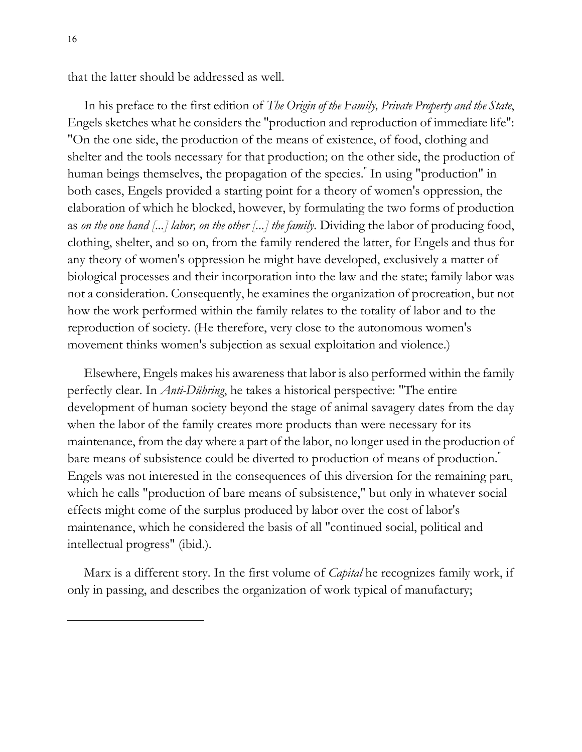that the latter should be addressed as well.

In his preface to the first edition of *The Origin of the Family, Private Property and the State*, Engels sketches what he considers the "production and reproduction of immediate life": "On the one side, the production of the means of existence, of food, clothing and shelter and the tools necessary for that production; on the other side, the production of human beings themselves, the propagation of the species." In using "production" in both cases, Engels provided a starting point for a theory of women's oppression, the elaboration of which he blocked, however, by formulating the two forms of production as *on the one hand [...] labor, on the other [...] the family*. Dividing the labor of producing food, clothing, shelter, and so on, from the family rendered the latter, for Engels and thus for any theory of women's oppression he might have developed, exclusively a matter of biological processes and their incorporation into the law and the state; family labor was not a consideration. Consequently, he examines the organization of procreation, but not how the work performed within the family relates to the totality of labor and to the reproduction of society. (He therefore, very close to the autonomous women's movement thinks women's subjection as sexual exploitation and violence.)

Elsewhere, Engels makes his awareness that labor is also performed within the family perfectly clear. In *Anti-Dühring*, he takes a historical perspective: "The entire development of human society beyond the stage of animal savagery dates from the day when the labor of the family creates more products than were necessary for its maintenance, from the day where a part of the labor, no longer used in the production of bare means of subsistence could be diverted to production of means of production." Engels was not interested in the consequences of this diversion for the remaining part, which he calls "production of bare means of subsistence," but only in whatever social effects might come of the surplus produced by labor over the cost of labor's maintenance, which he considered the basis of all "continued social, political and intellectual progress" (ibid.).

Marx is a different story. In the first volume of *Capital* he recognizes family work, if only in passing, and describes the organization of work typical of manufactury;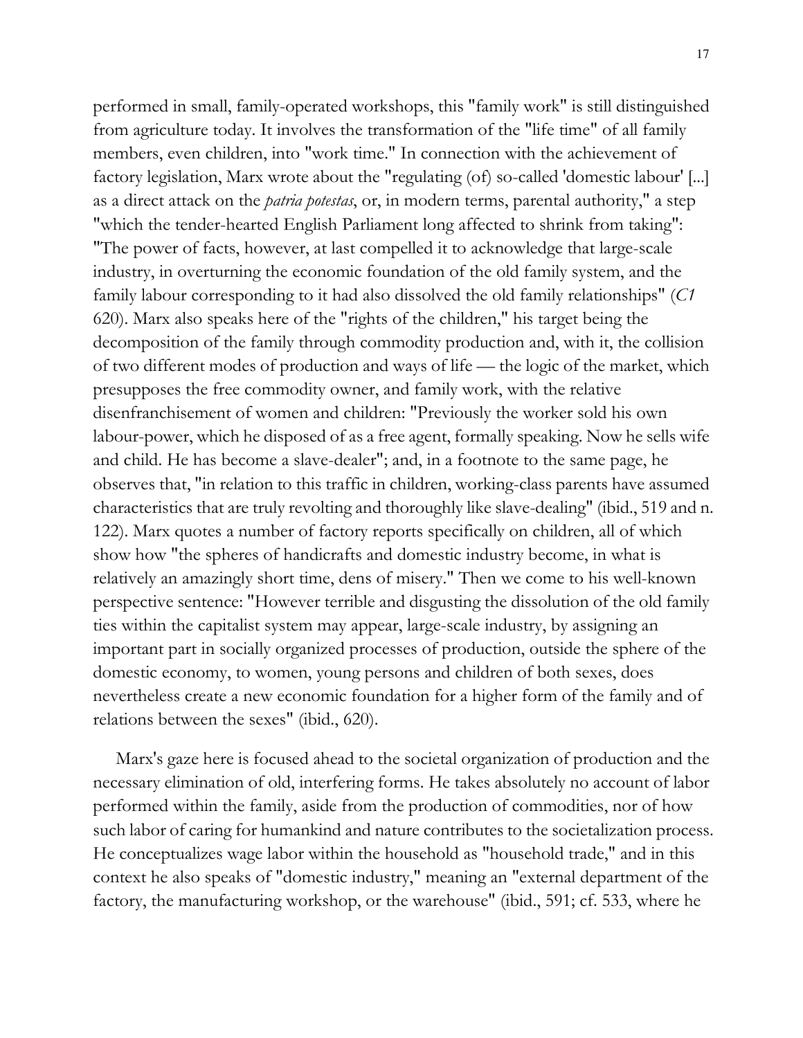performed in small, family-operated workshops, this "family work" is still distinguished from agriculture today. It involves the transformation of the "life time" of all family members, even children, into "work time." In connection with the achievement of factory legislation, Marx wrote about the "regulating (of) so-called 'domestic labour' [...] as a direct attack on the *patria potestas*, or, in modern terms, parental authority," a step "which the tender-hearted English Parliament long affected to shrink from taking": "The power of facts, however, at last compelled it to acknowledge that large-scale industry, in overturning the economic foundation of the old family system, and the family labour corresponding to it had also dissolved the old family relationships" (*C1* 620). Marx also speaks here of the "rights of the children," his target being the decomposition of the family through commodity production and, with it, the collision of two different modes of production and ways of life — the logic of the market, which presupposes the free commodity owner, and family work, with the relative disenfranchisement of women and children: "Previously the worker sold his own labour-power, which he disposed of as a free agent, formally speaking. Now he sells wife and child. He has become a slave-dealer"; and, in a footnote to the same page, he observes that, "in relation to this traffic in children, working-class parents have assumed characteristics that are truly revolting and thoroughly like slave-dealing" (ibid., 519 and n. 122). Marx quotes a number of factory reports specifically on children, all of which show how "the spheres of handicrafts and domestic industry become, in what is relatively an amazingly short time, dens of misery." Then we come to his well-known perspective sentence: "However terrible and disgusting the dissolution of the old family ties within the capitalist system may appear, large-scale industry, by assigning an important part in socially organized processes of production, outside the sphere of the domestic economy, to women, young persons and children of both sexes, does nevertheless create a new economic foundation for a higher form of the family and of relations between the sexes" (ibid., 620).

Marx's gaze here is focused ahead to the societal organization of production and the necessary elimination of old, interfering forms. He takes absolutely no account of labor performed within the family, aside from the production of commodities, nor of how such labor of caring for humankind and nature contributes to the societalization process. He conceptualizes wage labor within the household as "household trade," and in this context he also speaks of "domestic industry," meaning an "external department of the factory, the manufacturing workshop, or the warehouse" (ibid., 591; cf. 533, where he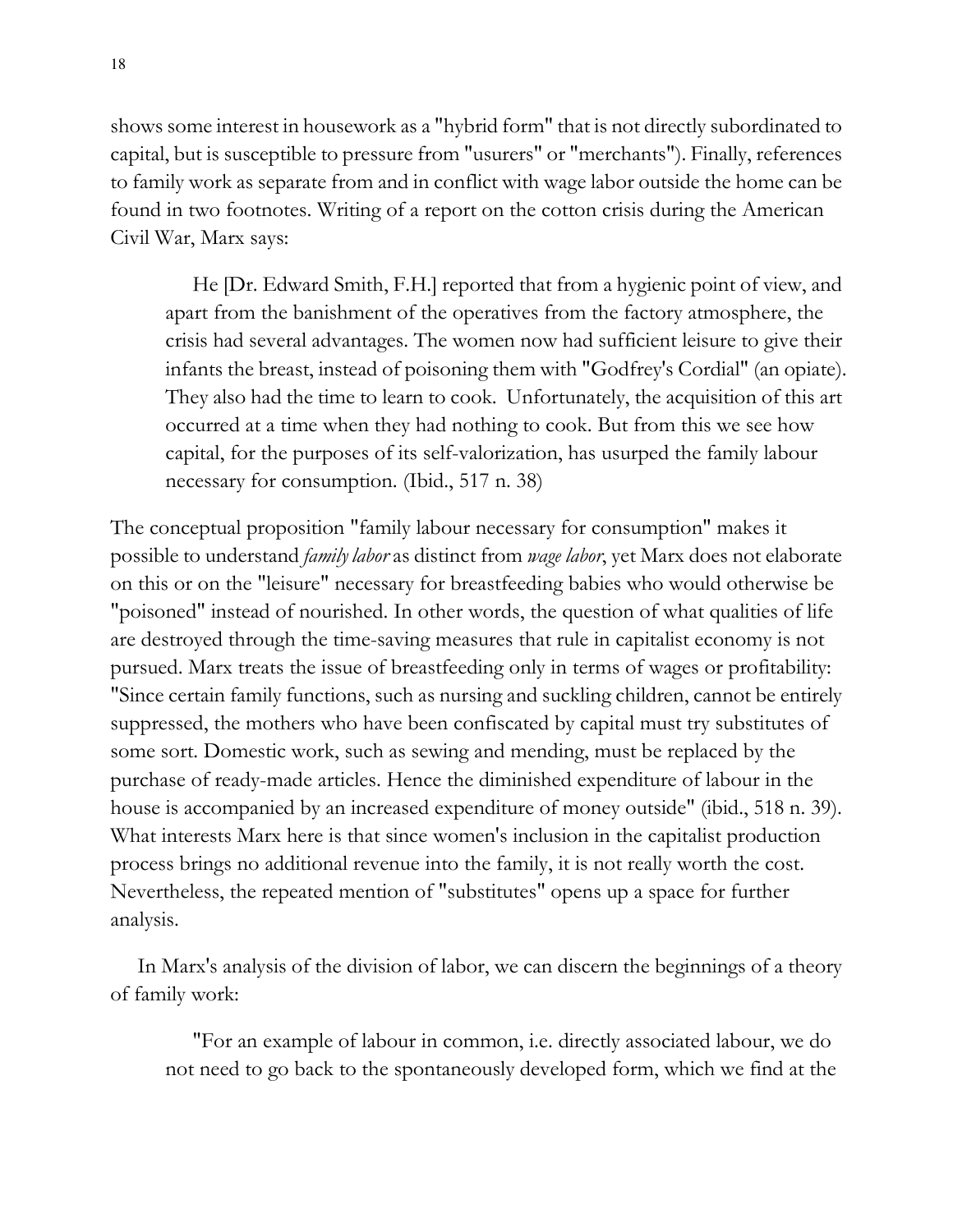shows some interest in housework as a "hybrid form" that is not directly subordinated to capital, but is susceptible to pressure from "usurers" or "merchants"). Finally, references to family work as separate from and in conflict with wage labor outside the home can be found in two footnotes. Writing of a report on the cotton crisis during the American Civil War, Marx says:

> He [Dr. Edward Smith, F.H.] reported that from a hygienic point of view, and apart from the banishment of the operatives from the factory atmosphere, the crisis had several advantages. The women now had sufficient leisure to give their infants the breast, instead of poisoning them with "Godfrey's Cordial" (an opiate). They also had the time to learn to cook. Unfortunately, the acquisition of this art occurred at a time when they had nothing to cook. But from this we see how capital, for the purposes of its self-valorization, has usurped the family labour necessary for consumption. (Ibid., 517 n. 38)

The conceptual proposition "family labour necessary for consumption" makes it possible to understand *family labor* as distinct from *wage labor*, yet Marx does not elaborate on this or on the "leisure" necessary for breastfeeding babies who would otherwise be "poisoned" instead of nourished. In other words, the question of what qualities of life are destroyed through the time-saving measures that rule in capitalist economy is not pursued. Marx treats the issue of breastfeeding only in terms of wages or profitability: "Since certain family functions, such as nursing and suckling children, cannot be entirely suppressed, the mothers who have been confiscated by capital must try substitutes of some sort. Domestic work, such as sewing and mending, must be replaced by the purchase of ready-made articles. Hence the diminished expenditure of labour in the house is accompanied by an increased expenditure of money outside" (ibid., 518 n. 39). What interests Marx here is that since women's inclusion in the capitalist production process brings no additional revenue into the family, it is not really worth the cost. Nevertheless, the repeated mention of "substitutes" opens up a space for further analysis.

In Marx's analysis of the division of labor, we can discern the beginnings of a theory of family work:

> "For an example of labour in common, i.e. directly associated labour, we do not need to go back to the spontaneously developed form, which we find at the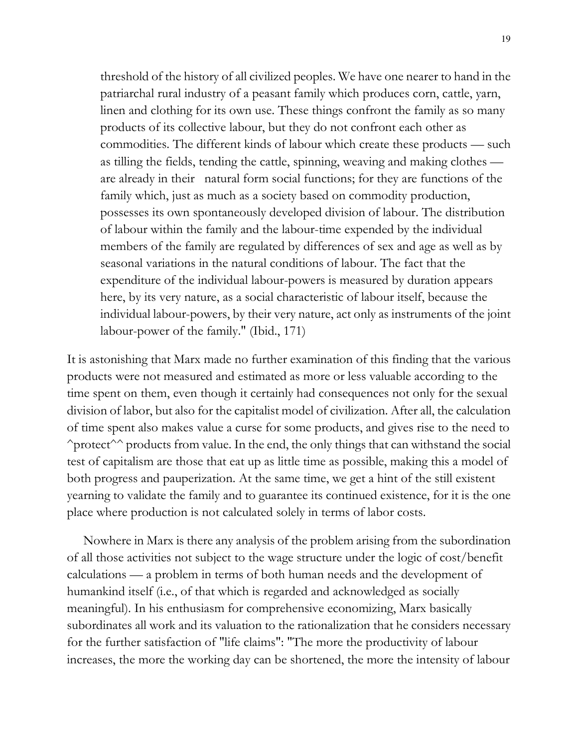> threshold of the history of all civilized peoples. We have one nearer to hand in the patriarchal rural industry of a peasant family which produces corn, cattle, yarn, linen and clothing for its own use. These things confront the family as so many products of its collective labour, but they do not confront each other as commodities. The different kinds of labour which create these products — such as tilling the fields, tending the cattle, spinning, weaving and making clothes — are already in their natural form social functions; for they are functions of the family which, just as much as a society based on commodity production, possesses its own spontaneously developed division of labour. The distribution of labour within the family and the labour-time expended by the individual members of the family are regulated by differences of sex and age as well as by seasonal variations in the natural conditions of labour. The fact that the expenditure of the individual labour-powers is measured by duration appears here, by its very nature, as a social characteristic of labour itself, because the individual labour-powers, by their very nature, act only as instruments of the joint labour-power of the family." (Ibid., 171)

It is astonishing that Marx made no further examination of this finding that the various products were not measured and estimated as more or less valuable according to the time spent on them, even though it certainly had consequences not only for the sexual division of labor, but also for the capitalist model of civilization. After all, the calculation of time spent also makes value a curse for some products, and gives rise to the need to ^protect^^ products from value. In the end, the only things that can withstand the social test of capitalism are those that eat up as little time as possible, making this a model of both progress and pauperization. At the same time, we get a hint of the still existent yearning to validate the family and to guarantee its continued existence, for it is the one place where production is not calculated solely in terms of labor costs.

Nowhere in Marx is there any analysis of the problem arising from the subordination of all those activities not subject to the wage structure under the logic of cost/benefit calculations — a problem in terms of both human needs and the development of humankind itself (i.e., of that which is regarded and acknowledged as socially meaningful). In his enthusiasm for comprehensive economizing, Marx basically subordinates all work and its valuation to the rationalization that he considers necessary for the further satisfaction of "life claims": "The more the productivity of labour increases, the more the working day can be shortened, the more the intensity of labour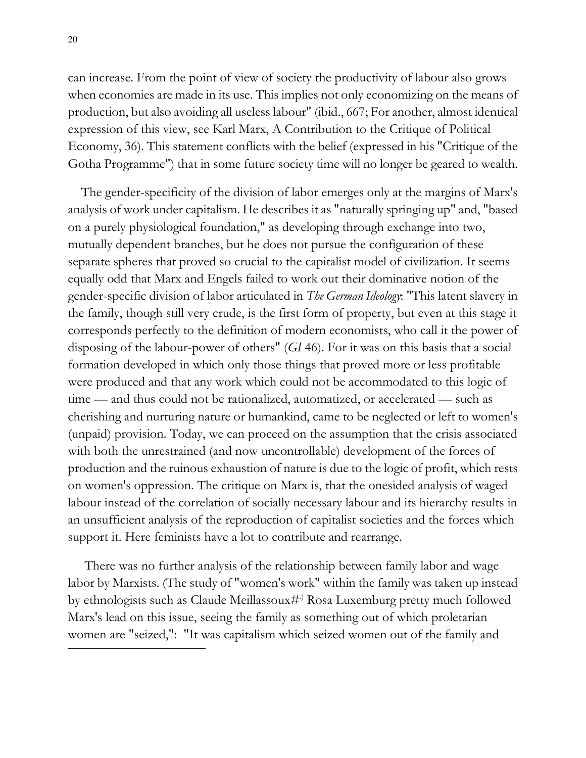can increase. From the point of view of society the productivity of labour also grows when economies are made in its use. This implies not only economizing on the means of production, but also avoiding all useless labour" (ibid., 667; For another, almost identical expression of this view, see Karl Marx, A Contribution to the Critique of Political Economy, 36). This statement conflicts with the belief (expressed in his "Critique of the Gotha Programme") that in some future society time will no longer be geared to wealth.

The gender-specificity of the division of labor emerges only at the margins of Marx's analysis of work under capitalism. He describes it as "naturally springing up" and, "based on a purely physiological foundation," as developing through exchange into two, mutually dependent branches, but he does not pursue the configuration of these separate spheres that proved so crucial to the capitalist model of civilization. It seems equally odd that Marx and Engels failed to work out their dominative notion of the gender-specific division of labor articulated in *The German Ideology*: "This latent slavery in the family, though still very crude, is the first form of property, but even at this stage it corresponds perfectly to the definition of modern economists, who call it the power of disposing of the labour-power of others" (*GI* 46). For it was on this basis that a social formation developed in which only those things that proved more or less profitable were produced and that any work which could not be accommodated to this logic of time — and thus could not be rationalized, automatized, or accelerated — such as cherishing and nurturing nature or humankind, came to be neglected or left to women's (unpaid) provision. Today, we can proceed on the assumption that the crisis associated with both the unrestrained (and now uncontrollable) development of the forces of production and the ruinous exhaustion of nature is due to the logic of profit, which rests on women's oppression. The critique on Marx is, that the onesided analysis of waged labour instead of the correlation of socially necessary labour and its hierarchy results in an unsufficient analysis of the reproduction of capitalist societies and the forces which support it. Here feminists have a lot to contribute and rearrange.

There was no further analysis of the relationship between family labor and wage labor by Marxists. (The study of "women's work" within the family was taken up instead by ethnologists such as Claude Meillassoux#[)] Rosa Luxemburg pretty much followed Marx's lead on this issue, seeing the family as something out of which proletarian women are "seized,": "It was capitalism which seized women out of the family and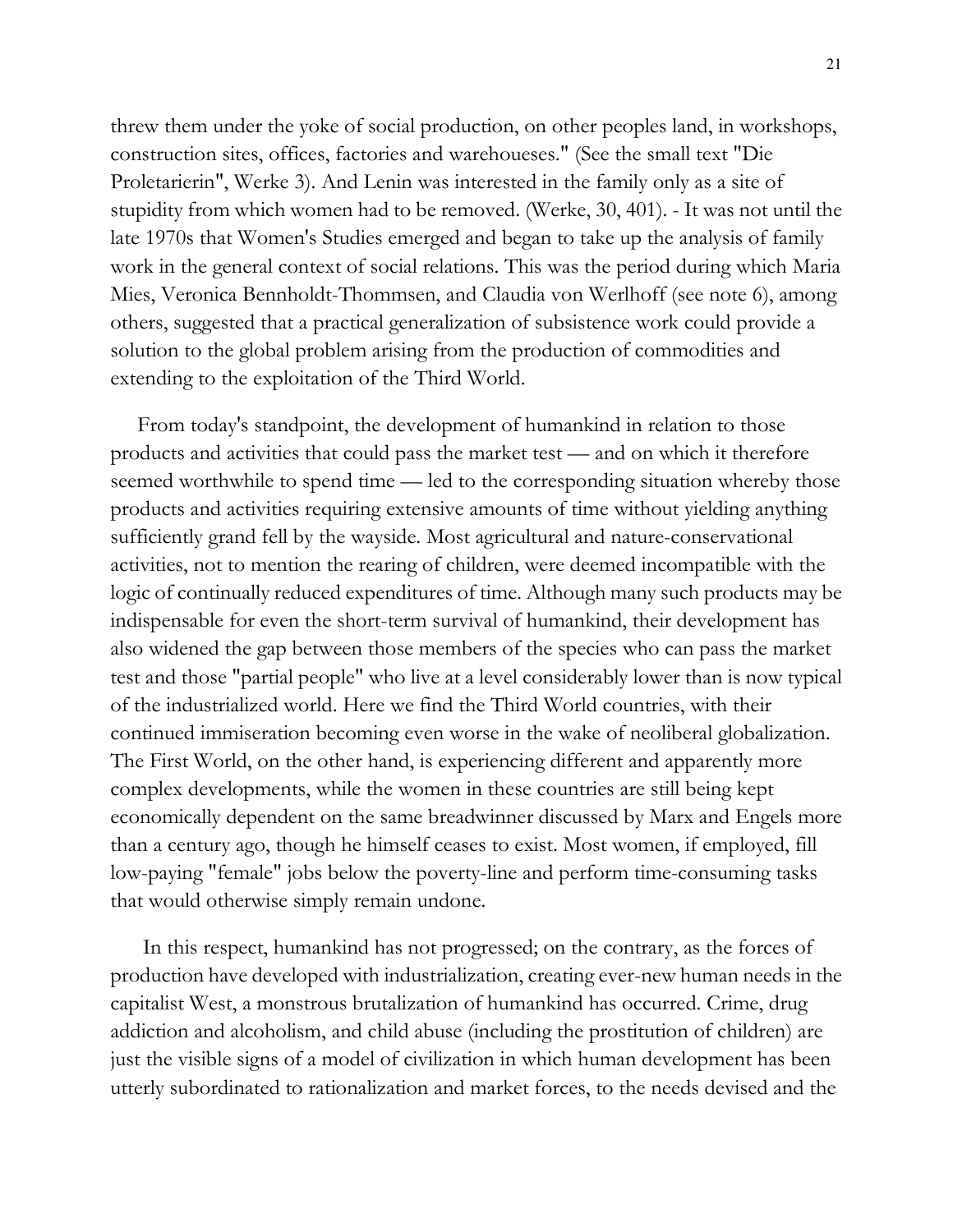threw them under the yoke of social production, on other peoples land, in workshops, construction sites, offices, factories and warehoueses." (See the small text "Die Proletarierin", Werke 3). And Lenin was interested in the family only as a site of stupidity from which women had to be removed. (Werke, 30, 401). - It was not until the late 1970s that Women's Studies emerged and began to take up the analysis of family work in the general context of social relations. This was the period during which Maria Mies, Veronica Bennholdt-Thommsen, and Claudia von Werlhoff (see note 6), among others, suggested that a practical generalization of subsistence work could provide a solution to the global problem arising from the production of commodities and extending to the exploitation of the Third World.

From today's standpoint, the development of humankind in relation to those products and activities that could pass the market test — and on which it therefore seemed worthwhile to spend time — led to the corresponding situation whereby those products and activities requiring extensive amounts of time without yielding anything sufficiently grand fell by the wayside. Most agricultural and nature-conservational activities, not to mention the rearing of children, were deemed incompatible with the logic of continually reduced expenditures of time. Although many such products may be indispensable for even the short-term survival of humankind, their development has also widened the gap between those members of the species who can pass the market test and those "partial people" who live at a level considerably lower than is now typical of the industrialized world. Here we find the Third World countries, with their continued immiseration becoming even worse in the wake of neoliberal globalization. The First World, on the other hand, is experiencing different and apparently more complex developments, while the women in these countries are still being kept economically dependent on the same breadwinner discussed by Marx and Engels more than a century ago, though he himself ceases to exist. Most women, if employed, fill low-paying "female" jobs below the poverty-line and perform time-consuming tasks that would otherwise simply remain undone.

In this respect, humankind has not progressed; on the contrary, as the forces of production have developed with industrialization, creating ever-new human needs in the capitalist West, a monstrous brutalization of humankind has occurred. Crime, drug addiction and alcoholism, and child abuse (including the prostitution of children) are just the visible signs of a model of civilization in which human development has been utterly subordinated to rationalization and market forces, to the needs devised and the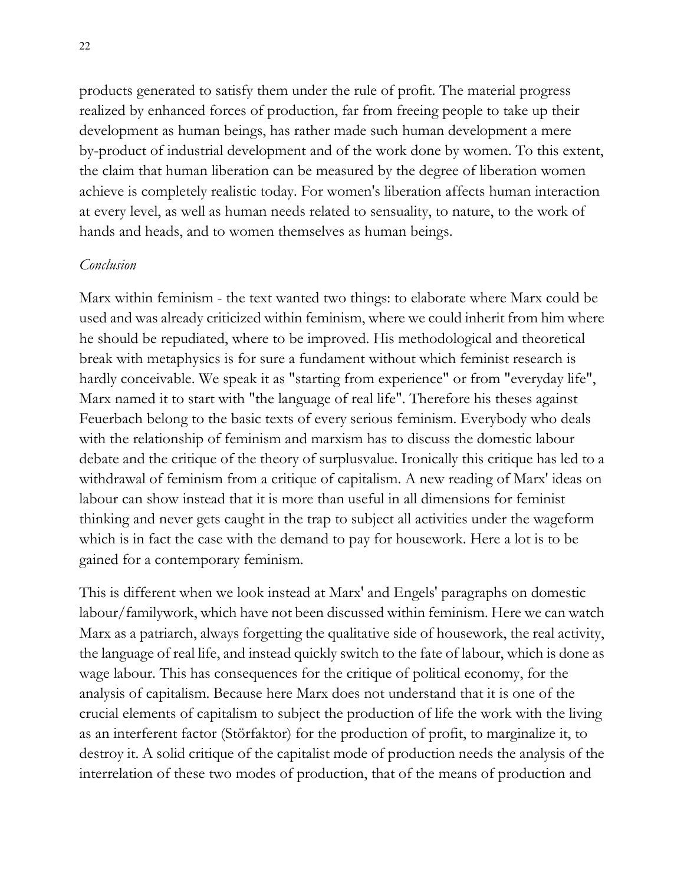products generated to satisfy them under the rule of profit. The material progress realized by enhanced forces of production, far from freeing people to take up their development as human beings, has rather made such human development a mere by-product of industrial development and of the work done by women. To this extent, the claim that human liberation can be measured by the degree of liberation women achieve is completely realistic today. For women's liberation affects human interaction at every level, as well as human needs related to sensuality, to nature, to the work of hands and heads, and to women themselves as human beings.

*Conclusion*

Marx within feminism - the text wanted two things: to elaborate where Marx could be used and was already criticized within feminism, where we could inherit from him where he should be repudiated, where to be improved. His methodological and theoretical break with metaphysics is for sure a fundament without which feminist research is hardly conceivable. We speak it as "starting from experience" or from "everyday life", Marx named it to start with "the language of real life". Therefore his theses against Feuerbach belong to the basic texts of every serious feminism. Everybody who deals with the relationship of feminism and marxism has to discuss the domestic labour debate and the critique of the theory of surplusvalue. Ironically this critique has led to a withdrawal of feminism from a critique of capitalism. A new reading of Marx' ideas on labour can show instead that it is more than useful in all dimensions for feminist thinking and never gets caught in the trap to subject all activities under the wageform which is in fact the case with the demand to pay for housework. Here a lot is to be gained for a contemporary feminism.

This is different when we look instead at Marx' and Engels' paragraphs on domestic labour/familywork, which have not been discussed within feminism. Here we can watch Marx as a patriarch, always forgetting the qualitative side of housework, the real activity, the language of real life, and instead quickly switch to the fate of labour, which is done as wage labour. This has consequences for the critique of political economy, for the analysis of capitalism. Because here Marx does not understand that it is one of the crucial elements of capitalism to subject the production of life the work with the living as an interferent factor (Störfaktor) for the production of profit, to marginalize it, to destroy it. A solid critique of the capitalist mode of production needs the analysis of the interrelation of these two modes of production, that of the means of production and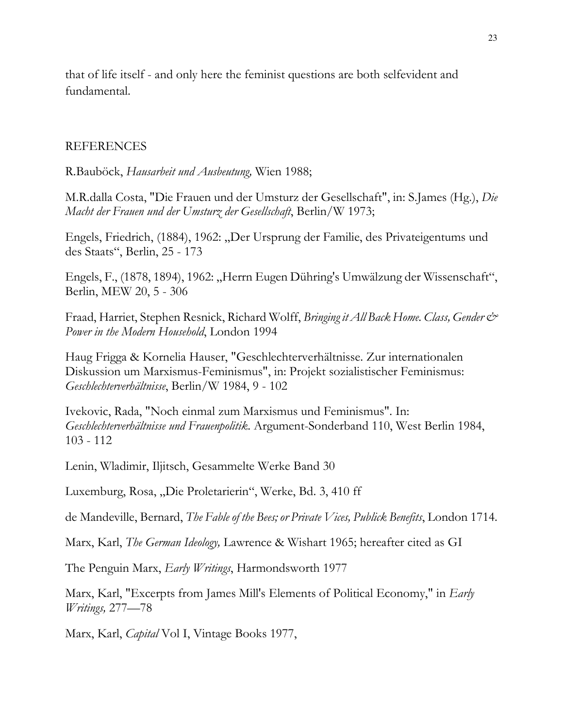that of life itself - and only here the feminist questions are both selfevident and fundamental.

## REFERENCES

R.Bauböck, *Hausarbeit und Ausbeutung,* Wien 1988;

M.R.dalla Costa, "Die Frauen und der Umsturz der Gesellschaft", in: S.James (Hg.), *Die Macht der Frauen und der Umsturz der Gesellschaft*, Berlin/W 1973;

Engels, Friedrich, (1884), 1962: „Der Ursprung der Familie, des Privateigentums und des Staats", Berlin, 25 - 173

Engels, F., (1878, 1894), 1962: „Herrn Eugen Dühring's Umwälzung der Wissenschaft", Berlin, MEW 20, 5 - 306

Fraad, Harriet, Stephen Resnick, Richard Wolff, *Bringing it All Back Home. Class, Gender & Power in the Modern Household*, London 1994

Haug Frigga & Kornelia Hauser, "Geschlechterverhältnisse. Zur internationalen Diskussion um Marxismus-Feminismus", in: Projekt sozialistischer Feminismus: *Geschlechterverhältnisse*, Berlin/W 1984, 9 - 102

Ivekovic, Rada, "Noch einmal zum Marxismus und Feminismus". In: *Geschlechterverhältnisse und Frauenpolitik*. Argument-Sonderband 110, West Berlin 1984, 103 - 112

Lenin, Wladimir, Iljitsch, Gesammelte Werke Band 30

Luxemburg, Rosa, „Die Proletarierin", Werke, Bd. 3, 410 ff

de Mandeville, Bernard, *The Fable of the Bees; or Private Vices, Publick Benefits*, London 1714.

Marx, Karl, *The German Ideology,* Lawrence & Wishart 1965; hereafter cited as GI

The Penguin Marx, *Early Writings*, Harmondsworth 1977

Marx, Karl, "Excerpts from James Mill's Elements of Political Economy," in *Early Writings,* 277—78

Marx, Karl, *Capital* Vol I, Vintage Books 1977,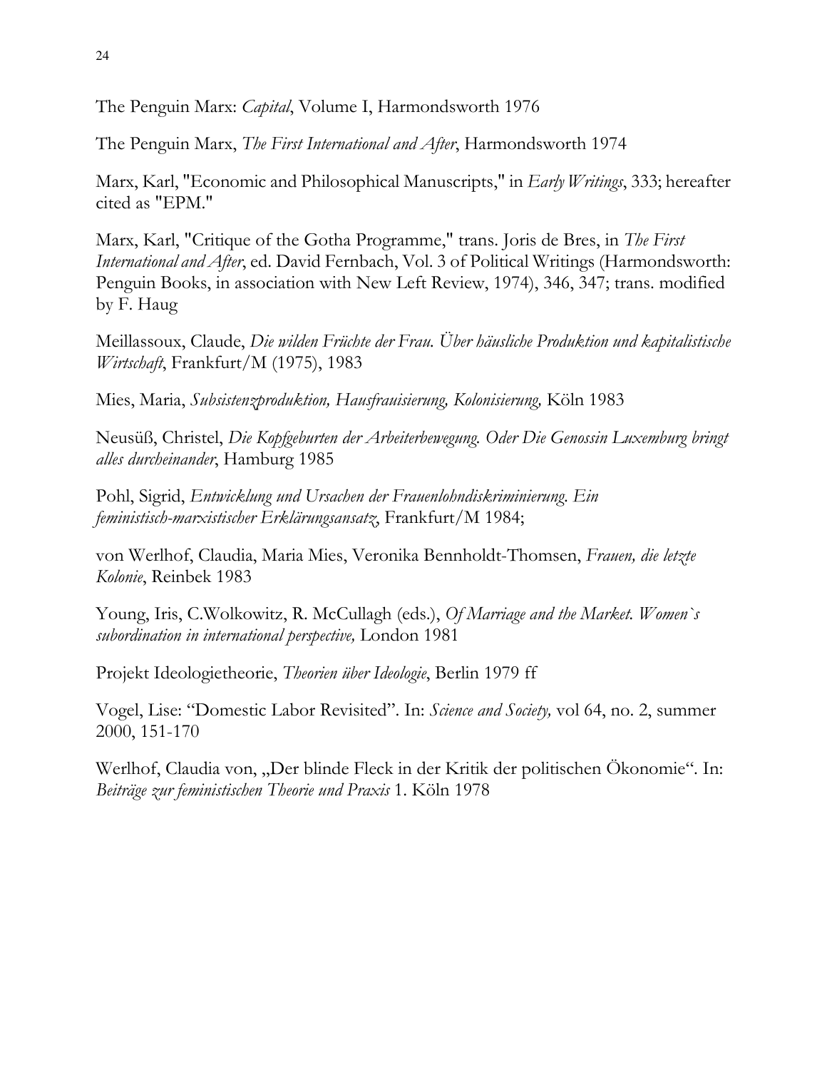The Penguin Marx: *Capital*, Volume I, Harmondsworth 1976

The Penguin Marx, *The First International and After*, Harmondsworth 1974

Marx, Karl, "Economic and Philosophical Manuscripts," in *Early Writings*, 333; hereafter cited as "EPM."

Marx, Karl, "Critique of the Gotha Programme," trans. Joris de Bres, in *The First International and After*, ed. David Fernbach, Vol. 3 of Political Writings (Harmondsworth: Penguin Books, in association with New Left Review, 1974), 346, 347; trans. modified by F. Haug

Meillassoux, Claude, *Die wilden Früchte der Frau. Über häusliche Produktion und kapitalistische Wirtschaft*, Frankfurt/M (1975), 1983

Mies, Maria, *Subsistenzproduktion, Hausfrauisierung, Kolonisierung,* Köln 1983

Neusüß, Christel, *Die Kopfgeburten der Arbeiterbewegung. Oder Die Genossin Luxemburg bringt alles durcheinander*, Hamburg 1985

Pohl, Sigrid, *Entwicklung und Ursachen der Frauenlohndiskriminierung. Ein feministisch-marxistischer Erklärungsansatz,* Frankfurt/M 1984;

von Werlhof, Claudia, Maria Mies, Veronika Bennholdt-Thomsen, *Frauen, die letzte Kolonie*, Reinbek 1983

Young, Iris, C.Wolkowitz, R. McCullagh (eds.), *Of Marriage and the Market. Women`s subordination in international perspective,* London 1981

Projekt Ideologietheorie, *Theorien über Ideologie*, Berlin 1979 ff

Vogel, Lise: "Domestic Labor Revisited". In: *Science and Society,* vol 64, no. 2, summer 2000, 151-170

Werlhof, Claudia von, „Der blinde Fleck in der Kritik der politischen Ökonomie". In: *Beiträge zur feministischen Theorie und Praxis* 1. Köln 1978